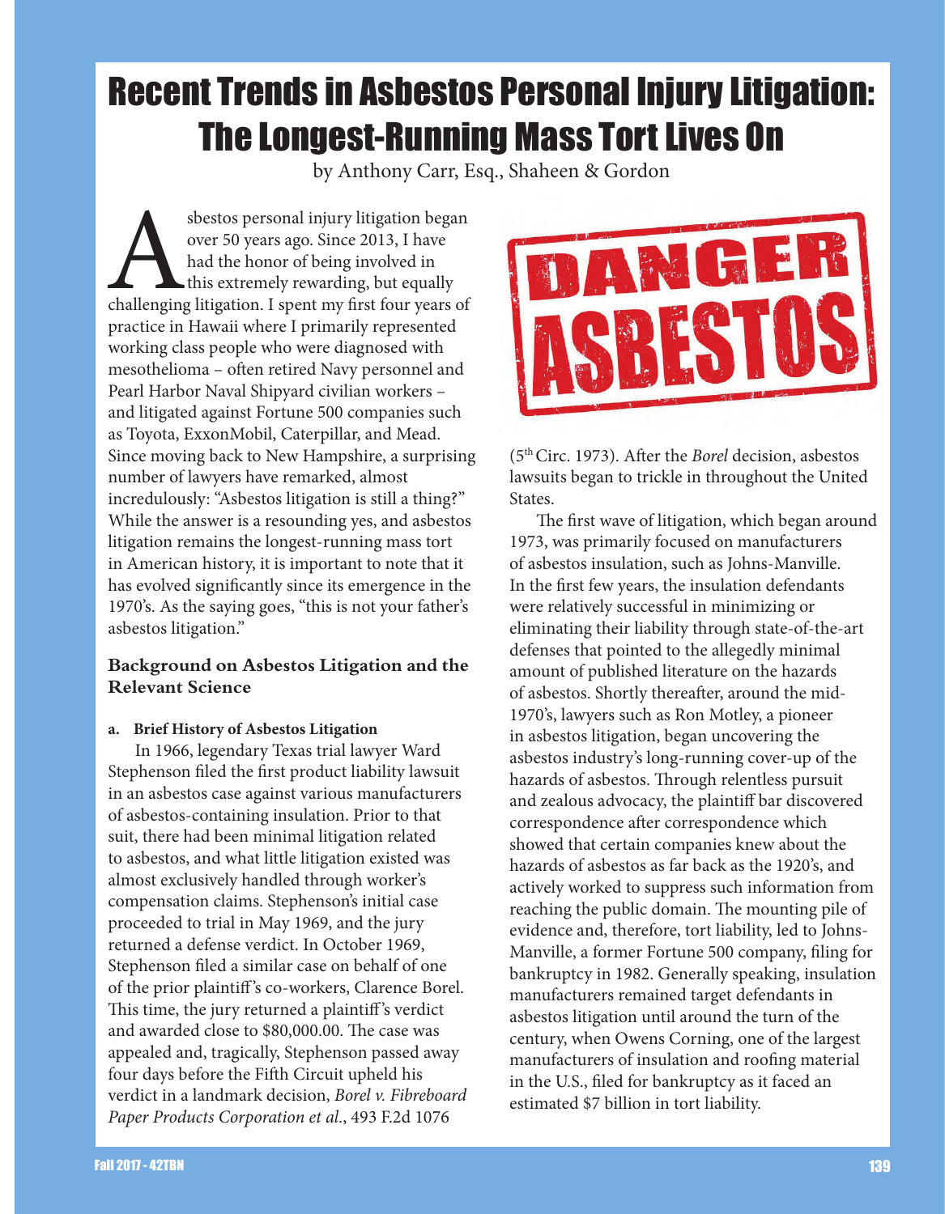# Recent Trends in Asbestos Personal Injury Litigation: The Longest-Running Mass Tort Lives On

by Anthony Carr, Esq., Shaheen & Gordon

Asbestos personal injury litigation began over 50 years ago. Since 2013, I have had the honor of being involved in this extremely rewarding, but equally challenging litigation. I spent my first four years of practice in Hawaii where I primarily represented working class people who were diagnosed with mesothelioma – often retired Navy personnel and Pearl Harbor Naval Shipyard civilian workers – and litigated against Fortune 500 companies such as Toyota, ExxonMobil, Caterpillar, and Mead. Since moving back to New Hampshire, a surprising number of lawyers have remarked, almost incredulously: "Asbestos litigation is still a thing?" While the answer is a resounding yes, and asbestos litigation remains the longest-running mass tort in American history, it is important to note that it has evolved significantly since its emergence in the 1970's. As the saying goes, "this is not your father's asbestos litigation."

## Background on Asbestos Litigation and the Relevant Science

### a. Brief History of Asbestos Litigation

In 1966, legendary Texas trial lawyer Ward Stephenson filed the first product liability lawsuit in an asbestos case against various manufacturers of asbestos-containing insulation. Prior to that suit, there had been minimal litigation related to asbestos, and what little litigation existed was almost exclusively handled through worker's compensation claims. Stephenson's initial case proceeded to trial in May 1969, and the jury returned a defense verdict. In October 1969, Stephenson filed a similar case on behalf of one of the prior plaintiff's co-workers, Clarence Borel. This time, the jury returned a plaintiff's verdict and awarded close to $80,000.00. The case was appealed and, tragically, Stephenson passed away four days before the Fifth Circuit upheld his verdict in a landmark decision, *Borel v. Fibreboard Paper Products Corporation et al.*, 493 F.2d 1076 (5th Circ. 1973). After the *Borel* decision, asbestos lawsuits began to trickle in throughout the United States.

The first wave of litigation, which began around 1973, was primarily focused on manufacturers of asbestos insulation, such as Johns-Manville. In the first few years, the insulation defendants were relatively successful in minimizing or eliminating their liability through state-of-the-art defenses that pointed to the allegedly minimal amount of published literature on the hazards of asbestos. Shortly thereafter, around the mid-1970's, lawyers such as Ron Motley, a pioneer in asbestos litigation, began uncovering the asbestos industry's long-running cover-up of the hazards of asbestos. Through relentless pursuit and zealous advocacy, the plaintiff bar discovered correspondence after correspondence which showed that certain companies knew about the hazards of asbestos as far back as the 1920's, and actively worked to suppress such information from reaching the public domain. The mounting pile of evidence and, therefore, tort liability, led to Johns-Manville, a former Fortune 500 company, filing for bankruptcy in 1982. Generally speaking, insulation manufacturers remained target defendants in asbestos litigation until around the turn of the century, when Owens Corning, one of the largest manufacturers of insulation and roofing material in the U.S., filed for bankruptcy as it faced an estimated $7 billion in tort liability.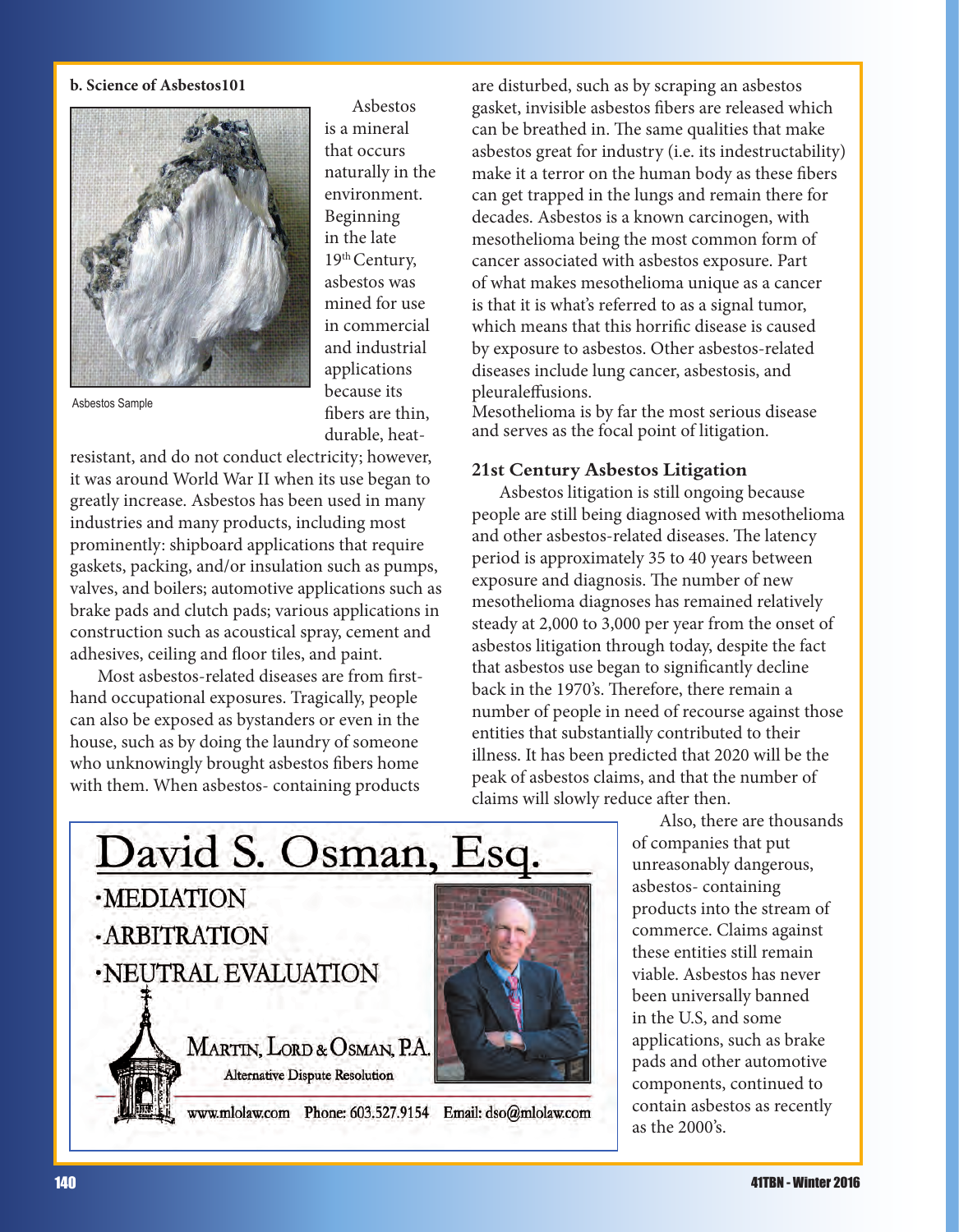**b. Science of Asbestos101**

Asbestos Sample

Asbestos is a mineral that occurs naturally in the environment. Beginning in the late 19th Century, asbestos was mined for use in commercial and industrial applications because its fibers are thin, durable, heat-resistant, and do not conduct electricity; however, it was around World War II when its use began to greatly increase. Asbestos has been used in many industries and many products, including most prominently: shipboard applications that require gaskets, packing, and/or insulation such as pumps, valves, and boilers; automotive applications such as brake pads and clutch pads; various applications in construction such as acoustical spray, cement and adhesives, ceiling and floor tiles, and paint.

Most asbestos-related diseases are from first-hand occupational exposures. Tragically, people can also be exposed as bystanders or even in the house, such as by doing the laundry of someone who unknowingly brought asbestos fibers home with them. When asbestos- containing products are disturbed, such as by scraping an asbestos gasket, invisible asbestos fibers are released which can be breathed in. The same qualities that make asbestos great for industry (i.e. its indestructability) make it a terror on the human body as these fibers can get trapped in the lungs and remain there for decades. Asbestos is a known carcinogen, with mesothelioma being the most common form of cancer associated with asbestos exposure. Part of what makes mesothelioma unique as a cancer is that it is what's referred to as a signal tumor, which means that this horrific disease is caused by exposure to asbestos. Other asbestos-related diseases include lung cancer, asbestosis, and pleuraleffusions.

Mesothelioma is by far the most serious disease and serves as the focal point of litigation.

**21st Century Asbestos Litigation**

Asbestos litigation is still ongoing because people are still being diagnosed with mesothelioma and other asbestos-related diseases. The latency period is approximately 35 to 40 years between exposure and diagnosis. The number of new mesothelioma diagnoses has remained relatively steady at 2,000 to 3,000 per year from the onset of asbestos litigation through today, despite the fact that asbestos use began to significantly decline back in the 1970's. Therefore, there remain a number of people in need of recourse against those entities that substantially contributed to their illness. It has been predicted that 2020 will be the peak of asbestos claims, and that the number of claims will slowly reduce after then.

Also, there are thousands of companies that put unreasonably dangerous, asbestos- containing products into the stream of commerce. Claims against these entities still remain viable. Asbestos has never been universally banned in the U.S, and some applications, such as brake pads and other automotive components, continued to contain asbestos as recently as the 2000's.

David S. Osman, Esq.

- MEDIATION
- ARBITRATION
- NEUTRAL EVALUATION

MARTIN, LORD & OSMAN, P.A.
Alternative Dispute Resolution

www.mlolaw.com Phone: 603.527.9154 Email: dso@mlolaw.com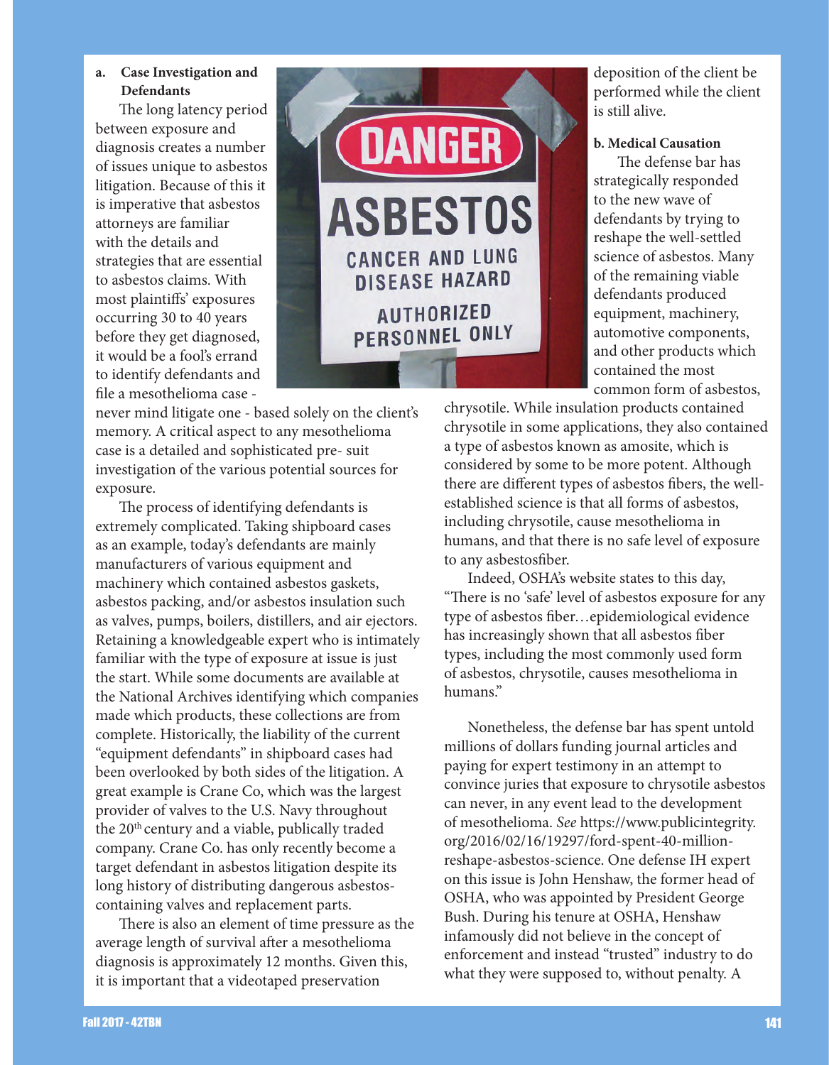**a. Case Investigation and Defendants**

The long latency period between exposure and diagnosis creates a number of issues unique to asbestos litigation. Because of this it is imperative that asbestos attorneys are familiar with the details and strategies that are essential to asbestos claims. With most plaintiffs' exposures occurring 30 to 40 years before they get diagnosed, it would be a fool's errand to identify defendants and file a mesothelioma case - never mind litigate one - based solely on the client's memory. A critical aspect to any mesothelioma case is a detailed and sophisticated pre- suit investigation of the various potential sources for exposure.

The process of identifying defendants is extremely complicated. Taking shipboard cases as an example, today's defendants are mainly manufacturers of various equipment and machinery which contained asbestos gaskets, asbestos packing, and/or asbestos insulation such as valves, pumps, boilers, distillers, and air ejectors. Retaining a knowledgeable expert who is intimately familiar with the type of exposure at issue is just the start. While some documents are available at the National Archives identifying which companies made which products, these collections are from complete. Historically, the liability of the current "equipment defendants" in shipboard cases had been overlooked by both sides of the litigation. A great example is Crane Co, which was the largest provider of valves to the U.S. Navy throughout the 20th century and a viable, publically traded company. Crane Co. has only recently become a target defendant in asbestos litigation despite its long history of distributing dangerous asbestos-containing valves and replacement parts.

There is also an element of time pressure as the average length of survival after a mesothelioma diagnosis is approximately 12 months. Given this, it is important that a videotaped preservation deposition of the client be performed while the client is still alive.

**b. Medical Causation**

The defense bar has strategically responded to the new wave of defendants by trying to reshape the well-settled science of asbestos. Many of the remaining viable defendants produced equipment, machinery, automotive components, and other products which contained the most common form of asbestos, chrysotile. While insulation products contained chrysotile in some applications, they also contained a type of asbestos known as amosite, which is considered by some to be more potent. Although there are different types of asbestos fibers, the well-established science is that all forms of asbestos, including chrysotile, cause mesothelioma in humans, and that there is no safe level of exposure to any asbestosfiber.

Indeed, OSHA's website states to this day, "There is no 'safe' level of asbestos exposure for any type of asbestos fiber…epidemiological evidence has increasingly shown that all asbestos fiber types, including the most commonly used form of asbestos, chrysotile, causes mesothelioma in humans."

Nonetheless, the defense bar has spent untold millions of dollars funding journal articles and paying for expert testimony in an attempt to convince juries that exposure to chrysotile asbestos can never, in any event lead to the development of mesothelioma. *See* https://www.publicintegrity.org/2016/02/16/19297/ford-spent-40-million-reshape-asbestos-science. One defense IH expert on this issue is John Henshaw, the former head of OSHA, who was appointed by President George Bush. During his tenure at OSHA, Henshaw infamously did not believe in the concept of enforcement and instead "trusted" industry to do what they were supposed to, without penalty. A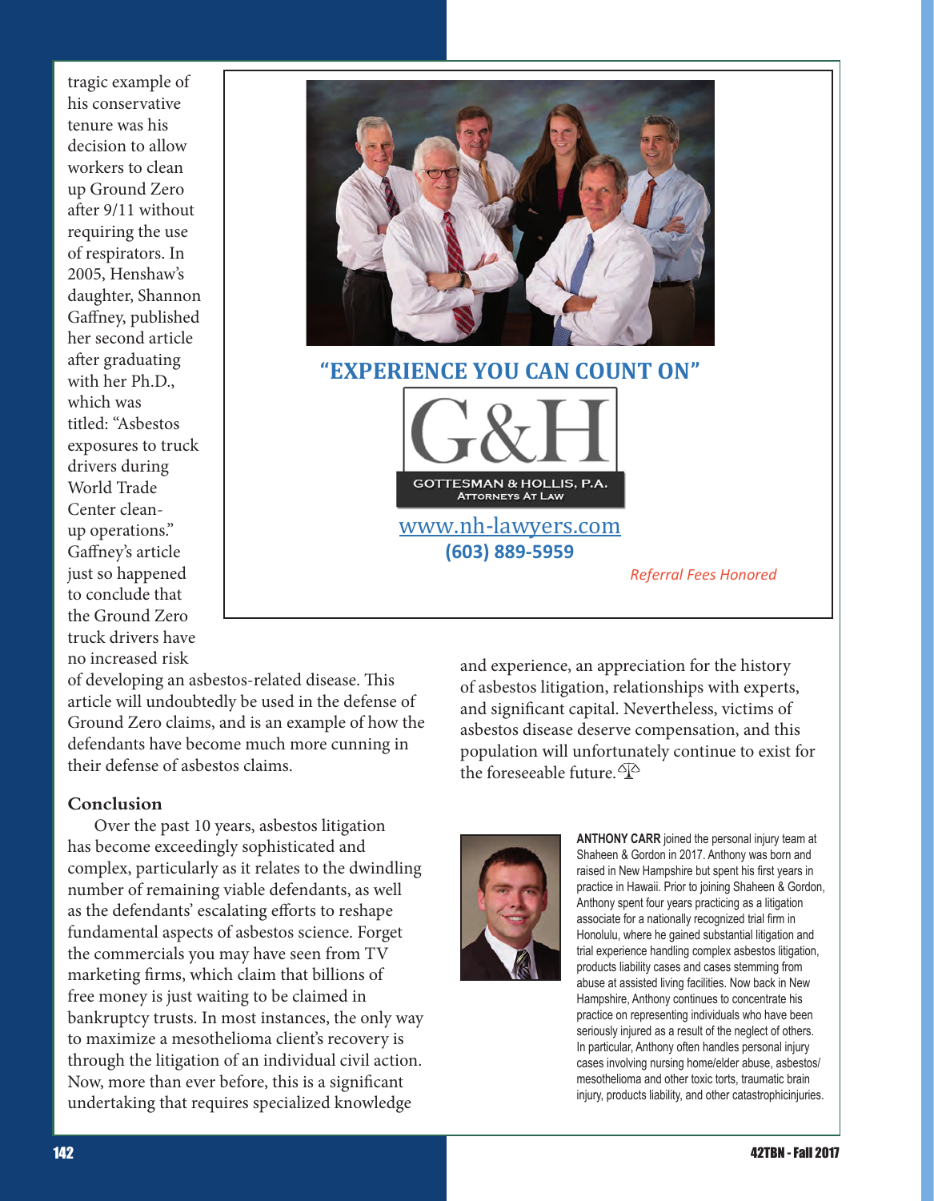tragic example of his conservative tenure was his decision to allow workers to clean up Ground Zero after 9/11 without requiring the use of respirators. In 2005, Henshaw's daughter, Shannon Gaffney, published her second article after graduating with her Ph.D., which was titled: "Asbestos exposures to truck drivers during World Trade Center clean-up operations." Gaffney's article just so happened to conclude that the Ground Zero truck drivers have no increased risk of developing an asbestos-related disease. This article will undoubtedly be used in the defense of Ground Zero claims, and is an example of how the defendants have become much more cunning in their defense of asbestos claims.

**"EXPERIENCE YOU CAN COUNT ON"**

G&H

GOTTESMAN & HOLLIS, P.A.
ATTORNEYS AT LAW

www.nh-lawyers.com
**(603) 889-5959**

*Referral Fees Honored*

## Conclusion

Over the past 10 years, asbestos litigation has become exceedingly sophisticated and complex, particularly as it relates to the dwindling number of remaining viable defendants, as well as the defendants' escalating efforts to reshape fundamental aspects of asbestos science. Forget the commercials you may have seen from TV marketing firms, which claim that billions of free money is just waiting to be claimed in bankruptcy trusts. In most instances, the only way to maximize a mesothelioma client's recovery is through the litigation of an individual civil action. Now, more than ever before, this is a significant undertaking that requires specialized knowledge and experience, an appreciation for the history of asbestos litigation, relationships with experts, and significant capital. Nevertheless, victims of asbestos disease deserve compensation, and this population will unfortunately continue to exist for the foreseeable future.

**ANTHONY CARR** joined the personal injury team at Shaheen & Gordon in 2017. Anthony was born and raised in New Hampshire but spent his first years in practice in Hawaii. Prior to joining Shaheen & Gordon, Anthony spent four years practicing as a litigation associate for a nationally recognized trial firm in Honolulu, where he gained substantial litigation and trial experience handling complex asbestos litigation, products liability cases and cases stemming from abuse at assisted living facilities. Now back in New Hampshire, Anthony continues to concentrate his practice on representing individuals who have been seriously injured as a result of the neglect of others. In particular, Anthony often handles personal injury cases involving nursing home/elder abuse, asbestos/mesothelioma and other toxic torts, traumatic brain injury, products liability, and other catastrophicinjuries.